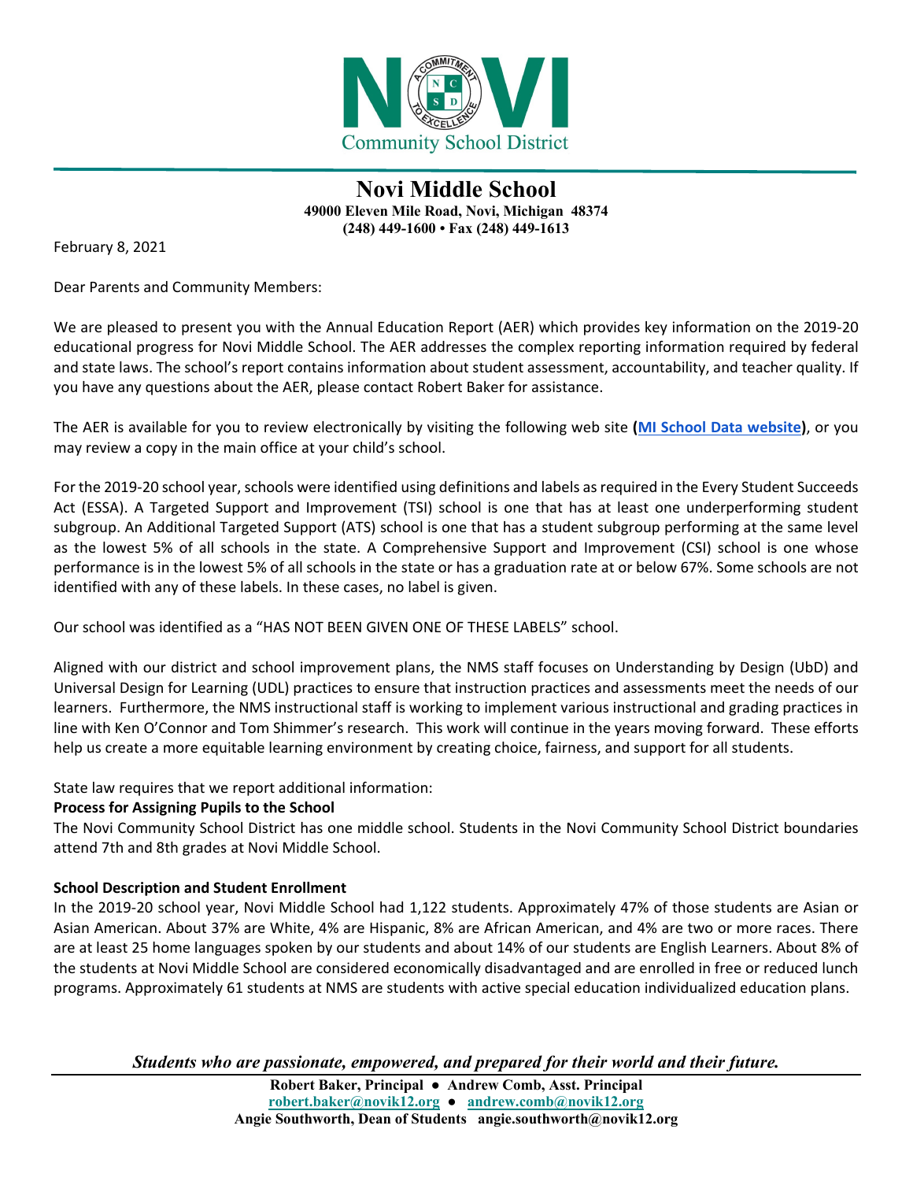NOVI Community School District

# Novi Middle School

**49000 Eleven Mile Road, Novi, Michigan 48374**
**(248) 449-1600 • Fax (248) 449-1613**

February 8, 2021

Dear Parents and Community Members:

We are pleased to present you with the Annual Education Report (AER) which provides key information on the 2019-20 educational progress for Novi Middle School. The AER addresses the complex reporting information required by federal and state laws. The school's report contains information about student assessment, accountability, and teacher quality. If you have any questions about the AER, please contact Robert Baker for assistance.

The AER is available for you to review electronically by visiting the following web site **(MI School Data website)**, or you may review a copy in the main office at your child's school.

For the 2019-20 school year, schools were identified using definitions and labels as required in the Every Student Succeeds Act (ESSA). A Targeted Support and Improvement (TSI) school is one that has at least one underperforming student subgroup. An Additional Targeted Support (ATS) school is one that has a student subgroup performing at the same level as the lowest 5% of all schools in the state. A Comprehensive Support and Improvement (CSI) school is one whose performance is in the lowest 5% of all schools in the state or has a graduation rate at or below 67%. Some schools are not identified with any of these labels. In these cases, no label is given.

Our school was identified as a "HAS NOT BEEN GIVEN ONE OF THESE LABELS" school.

Aligned with our district and school improvement plans, the NMS staff focuses on Understanding by Design (UbD) and Universal Design for Learning (UDL) practices to ensure that instruction practices and assessments meet the needs of our learners. Furthermore, the NMS instructional staff is working to implement various instructional and grading practices in line with Ken O'Connor and Tom Shimmer's research. This work will continue in the years moving forward. These efforts help us create a more equitable learning environment by creating choice, fairness, and support for all students.

State law requires that we report additional information:

**Process for Assigning Pupils to the School**

The Novi Community School District has one middle school. Students in the Novi Community School District boundaries attend 7th and 8th grades at Novi Middle School.

**School Description and Student Enrollment**

In the 2019-20 school year, Novi Middle School had 1,122 students. Approximately 47% of those students are Asian or Asian American. About 37% are White, 4% are Hispanic, 8% are African American, and 4% are two or more races. There are at least 25 home languages spoken by our students and about 14% of our students are English Learners. About 8% of the students at Novi Middle School are considered economically disadvantaged and are enrolled in free or reduced lunch programs. Approximately 61 students at NMS are students with active special education individualized education plans.

*Students who are passionate, empowered, and prepared for their world and their future.*

**Robert Baker, Principal • Andrew Comb, Asst. Principal**
**robert.baker@novik12.org • andrew.comb@novik12.org**
**Angie Southworth, Dean of Students angie.southworth@novik12.org**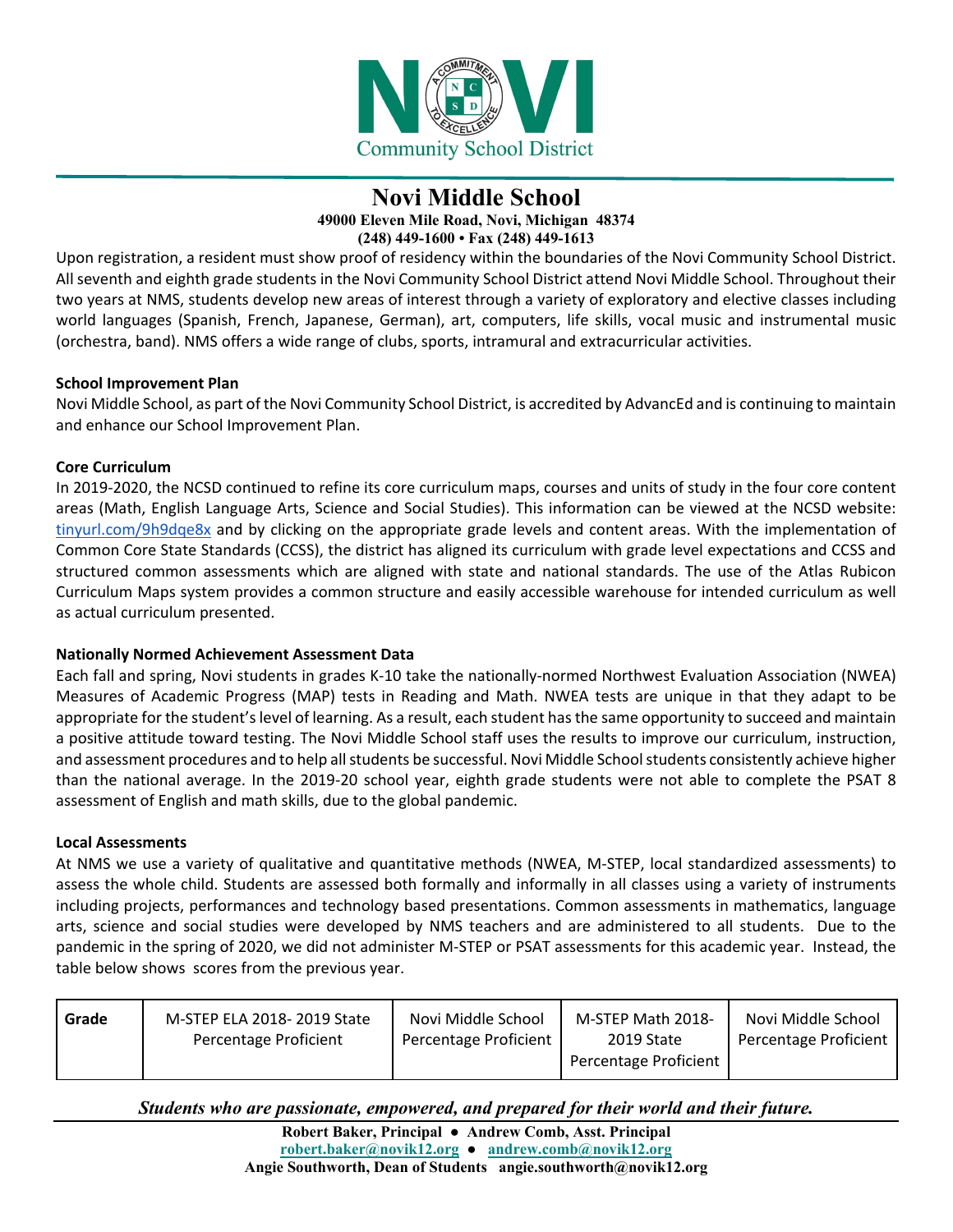Community School District

# Novi Middle School

**49000 Eleven Mile Road, Novi, Michigan 48374**
**(248) 449-1600 • Fax (248) 449-1613**

Upon registration, a resident must show proof of residency within the boundaries of the Novi Community School District. All seventh and eighth grade students in the Novi Community School District attend Novi Middle School. Throughout their two years at NMS, students develop new areas of interest through a variety of exploratory and elective classes including world languages (Spanish, French, Japanese, German), art, computers, life skills, vocal music and instrumental music (orchestra, band). NMS offers a wide range of clubs, sports, intramural and extracurricular activities.

**School Improvement Plan**

Novi Middle School, as part of the Novi Community School District, is accredited by AdvancEd and is continuing to maintain and enhance our School Improvement Plan.

**Core Curriculum**

In 2019-2020, the NCSD continued to refine its core curriculum maps, courses and units of study in the four core content areas (Math, English Language Arts, Science and Social Studies). This information can be viewed at the NCSD website: tinyurl.com/9h9dqe8x and by clicking on the appropriate grade levels and content areas. With the implementation of Common Core State Standards (CCSS), the district has aligned its curriculum with grade level expectations and CCSS and structured common assessments which are aligned with state and national standards. The use of the Atlas Rubicon Curriculum Maps system provides a common structure and easily accessible warehouse for intended curriculum as well as actual curriculum presented.

**Nationally Normed Achievement Assessment Data**

Each fall and spring, Novi students in grades K-10 take the nationally-normed Northwest Evaluation Association (NWEA) Measures of Academic Progress (MAP) tests in Reading and Math. NWEA tests are unique in that they adapt to be appropriate for the student's level of learning. As a result, each student has the same opportunity to succeed and maintain a positive attitude toward testing. The Novi Middle School staff uses the results to improve our curriculum, instruction, and assessment procedures and to help all students be successful. Novi Middle School students consistently achieve higher than the national average. In the 2019-20 school year, eighth grade students were not able to complete the PSAT 8 assessment of English and math skills, due to the global pandemic.

**Local Assessments**

At NMS we use a variety of qualitative and quantitative methods (NWEA, M-STEP, local standardized assessments) to assess the whole child. Students are assessed both formally and informally in all classes using a variety of instruments including projects, performances and technology based presentations. Common assessments in mathematics, language arts, science and social studies were developed by NMS teachers and are administered to all students. Due to the pandemic in the spring of 2020, we did not administer M-STEP or PSAT assessments for this academic year. Instead, the table below shows scores from the previous year.

| Grade | M-STEP ELA 2018- 2019 State Percentage Proficient | Novi Middle School Percentage Proficient | M-STEP Math 2018-2019 State Percentage Proficient | Novi Middle School Percentage Proficient |
| --- | --- | --- | --- | --- |

*Students who are passionate, empowered, and prepared for their world and their future.*

**Robert Baker, Principal ● Andrew Comb, Asst. Principal**
**robert.baker@novik12.org ● andrew.comb@novik12.org**
**Angie Southworth, Dean of Students angie.southworth@novik12.org**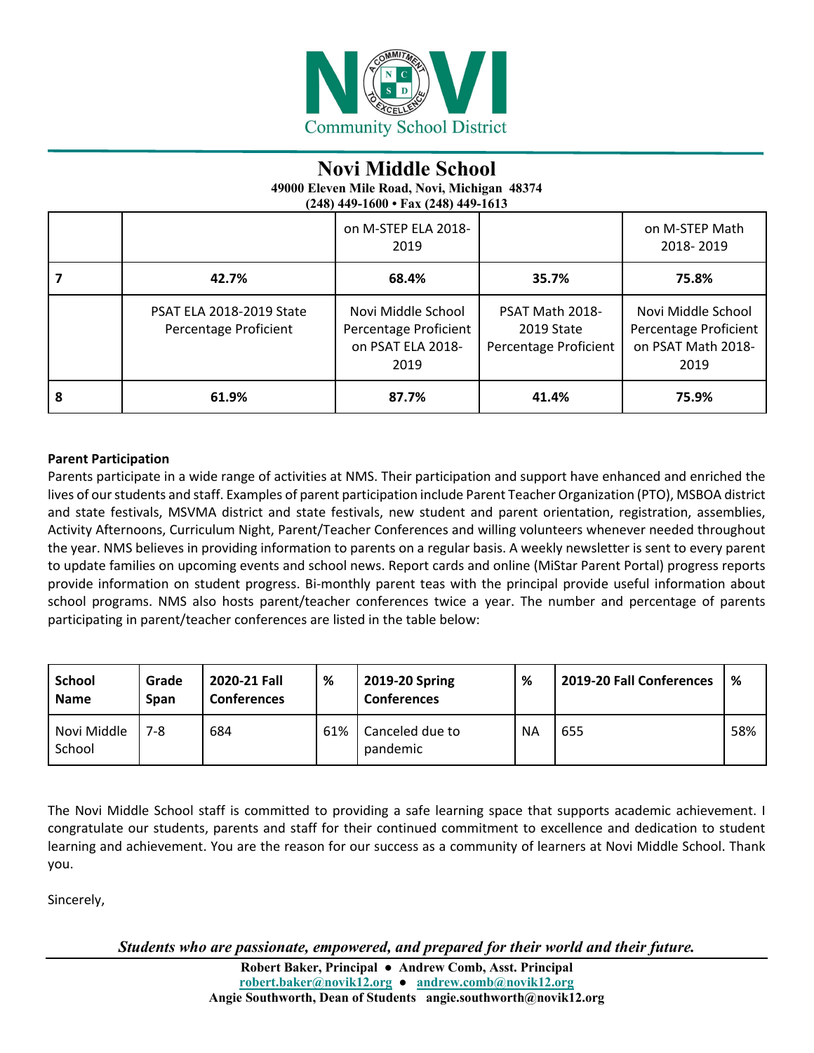| | | on M-STEP ELA 2018-2019 | | on M-STEP Math 2018- 2019 |
|---|---|---|---|---|
| **7** | **42.7%** | **68.4%** | **35.7%** | **75.8%** |
| | PSAT ELA 2018-2019 State Percentage Proficient | Novi Middle School Percentage Proficient on PSAT ELA 2018-2019 | PSAT Math 2018-2019 State Percentage Proficient | Novi Middle School Percentage Proficient on PSAT Math 2018-2019 |
| **8** | **61.9%** | **87.7%** | **41.4%** | **75.9%** |

**Parent Participation**

Parents participate in a wide range of activities at NMS. Their participation and support have enhanced and enriched the lives of our students and staff. Examples of parent participation include Parent Teacher Organization (PTO), MSBOA district and state festivals, MSVMA district and state festivals, new student and parent orientation, registration, assemblies, Activity Afternoons, Curriculum Night, Parent/Teacher Conferences and willing volunteers whenever needed throughout the year. NMS believes in providing information to parents on a regular basis. A weekly newsletter is sent to every parent to update families on upcoming events and school news. Report cards and online (MiStar Parent Portal) progress reports provide information on student progress. Bi-monthly parent teas with the principal provide useful information about school programs. NMS also hosts parent/teacher conferences twice a year. The number and percentage of parents participating in parent/teacher conferences are listed in the table below:

| School Name | Grade Span | 2020-21 Fall Conferences | % | 2019-20 Spring Conferences | % | 2019-20 Fall Conferences | % |
|---|---|---|---|---|---|---|---|
| Novi Middle School | 7-8 | 684 | 61% | Canceled due to pandemic | NA | 655 | 58% |

The Novi Middle School staff is committed to providing a safe learning space that supports academic achievement. I congratulate our students, parents and staff for their continued commitment to excellence and dedication to student learning and achievement. You are the reason for our success as a community of learners at Novi Middle School. Thank you.

Sincerely,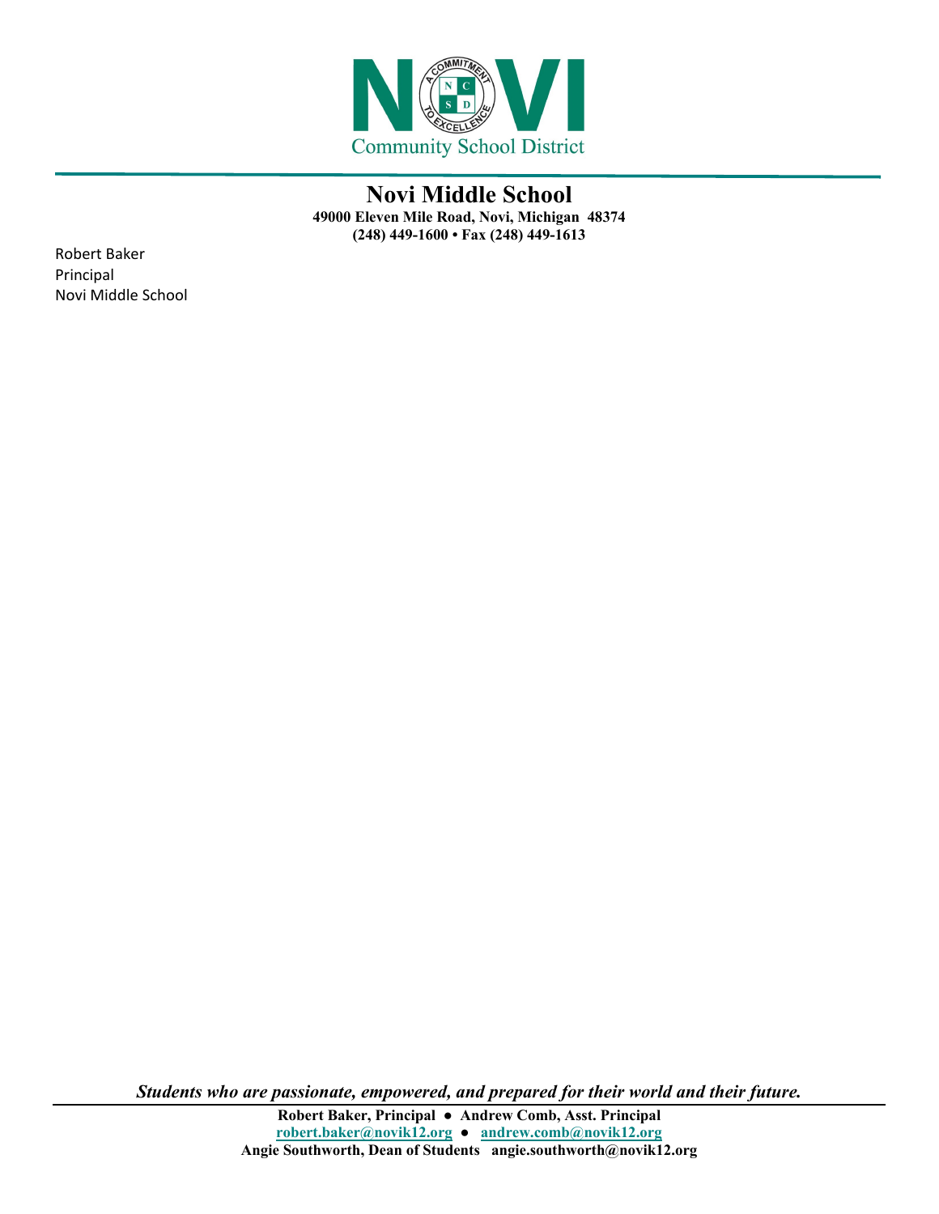**Novi Middle School**

**49000 Eleven Mile Road, Novi, Michigan 48374**
**(248) 449-1600 • Fax (248) 449-1613**

Robert Baker
Principal
Novi Middle School

***Students who are passionate, empowered, and prepared for their world and their future.***

**Robert Baker, Principal ● Andrew Comb, Asst. Principal**
**robert.baker@novik12.org ● andrew.comb@novik12.org**
**Angie Southworth, Dean of Students angie.southworth@novik12.org**